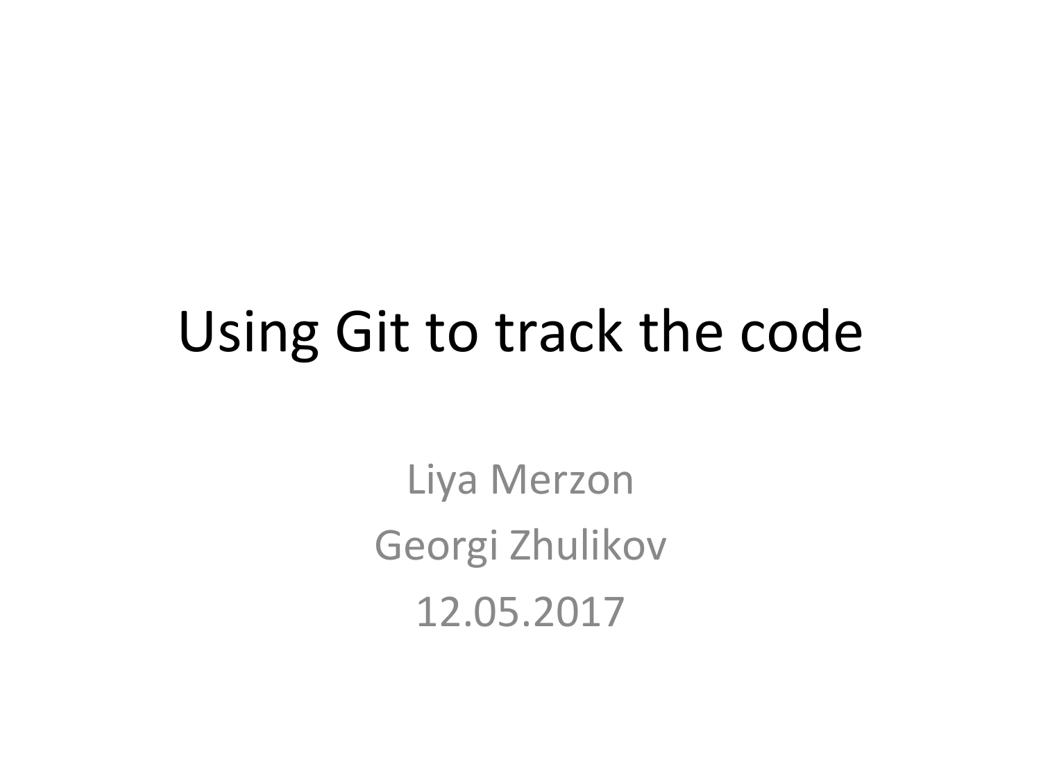# Using Git to track the code

Liya Merzon

Georgi Zhulikov

12.05.2017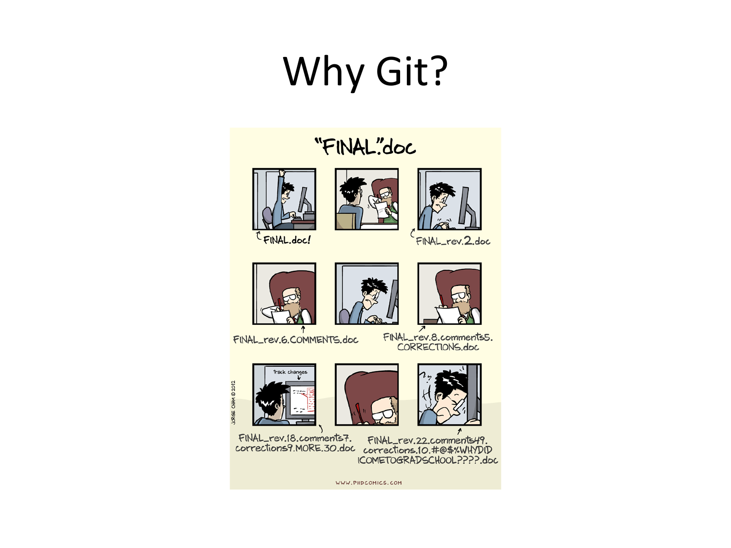# Why Git?

"FINAL".doc

FINAL.doc!

FINAL_rev.2.doc

FINAL_rev.6.COMMENTS.doc

FINAL_rev.8.comments5.
CORRECTIONS.doc

Track changes

FINAL_rev.18.comments7.
corrections9.MORE.30.doc

FINAL_rev.22.comments49.
corrections.10.#@$%WHYDID
ICOMETOGRADSCHOOL????.doc

JORGE CHAM © 2012

WWW.PHDCOMICS.COM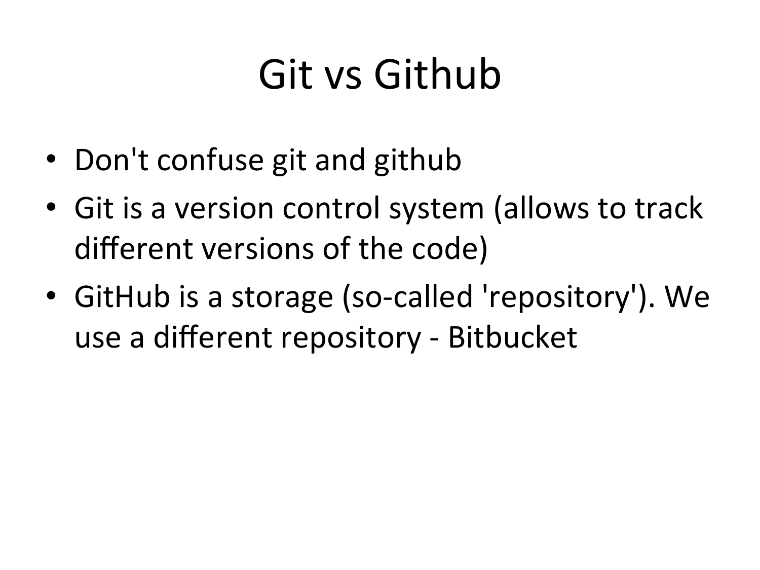# Git vs Github

- Don't confuse git and github
- Git is a version control system (allows to track different versions of the code)
- GitHub is a storage (so-called 'repository'). We use a different repository - Bitbucket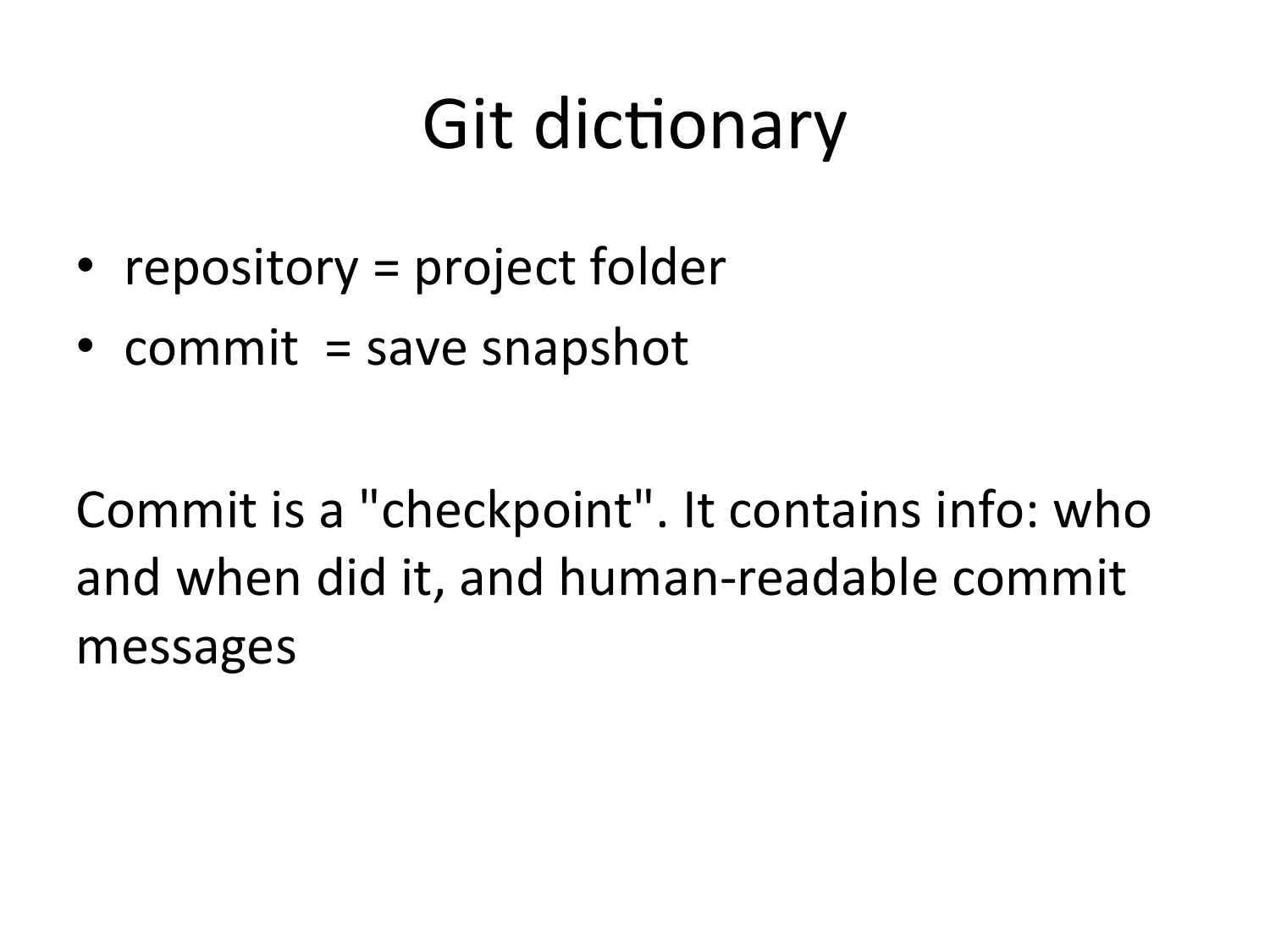# Git dictionary

- repository = project folder
- commit  = save snapshot

Commit is a "checkpoint". It contains info: who and when did it, and human-readable commit messages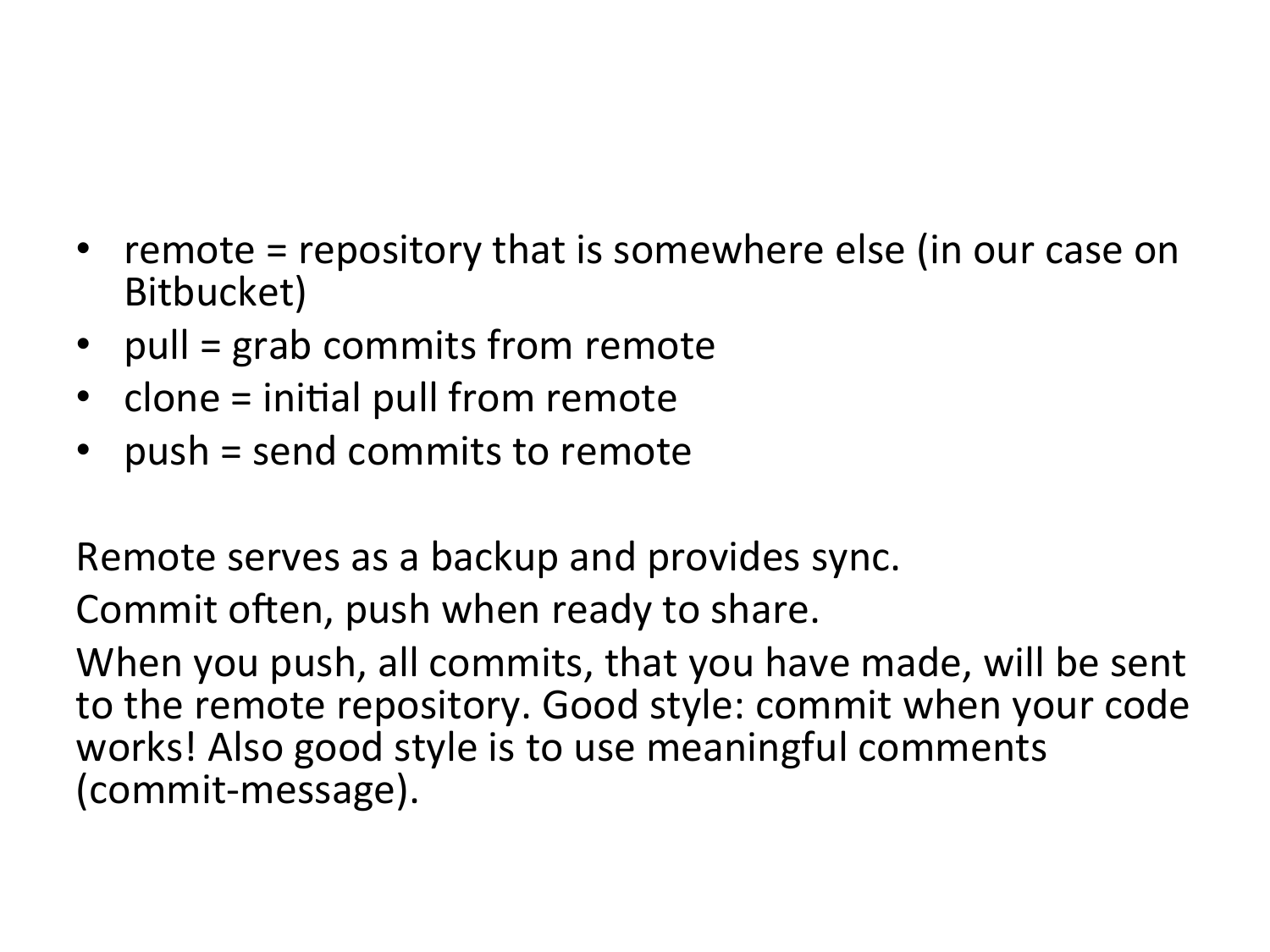- remote = repository that is somewhere else (in our case on Bitbucket)
- pull = grab commits from remote
- clone = initial pull from remote
- push = send commits to remote

Remote serves as a backup and provides sync.

Commit often, push when ready to share.

When you push, all commits, that you have made, will be sent to the remote repository. Good style: commit when your code works! Also good style is to use meaningful comments (commit-message).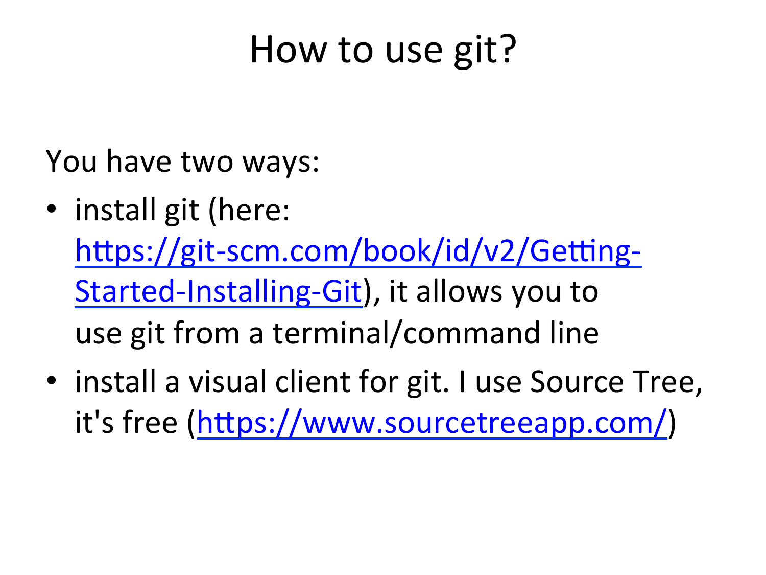# How to use git?

You have two ways:

- install git (here: https://git-scm.com/book/id/v2/Getting-Started-Installing-Git), it allows you to use git from a terminal/command line
- install a visual client for git. I use Source Tree, it's free (https://www.sourcetreeapp.com/)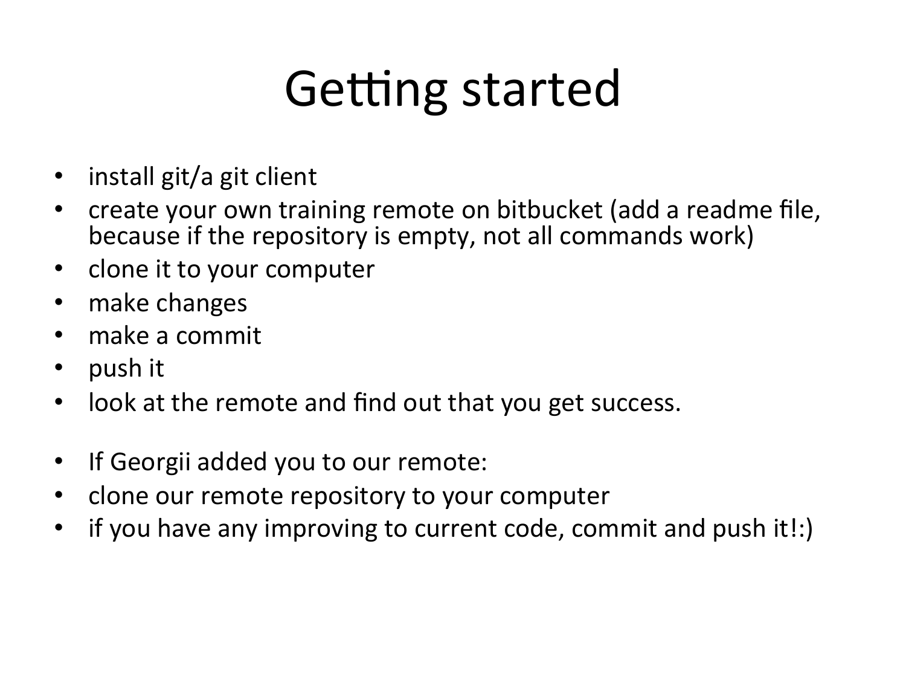# Getting started

- install git/a git client
- create your own training remote on bitbucket (add a readme file, because if the repository is empty, not all commands work)
- clone it to your computer
- make changes
- make a commit
- push it
- look at the remote and find out that you get success.

- If Georgii added you to our remote:
- clone our remote repository to your computer
- if you have any improving to current code, commit and push it!:)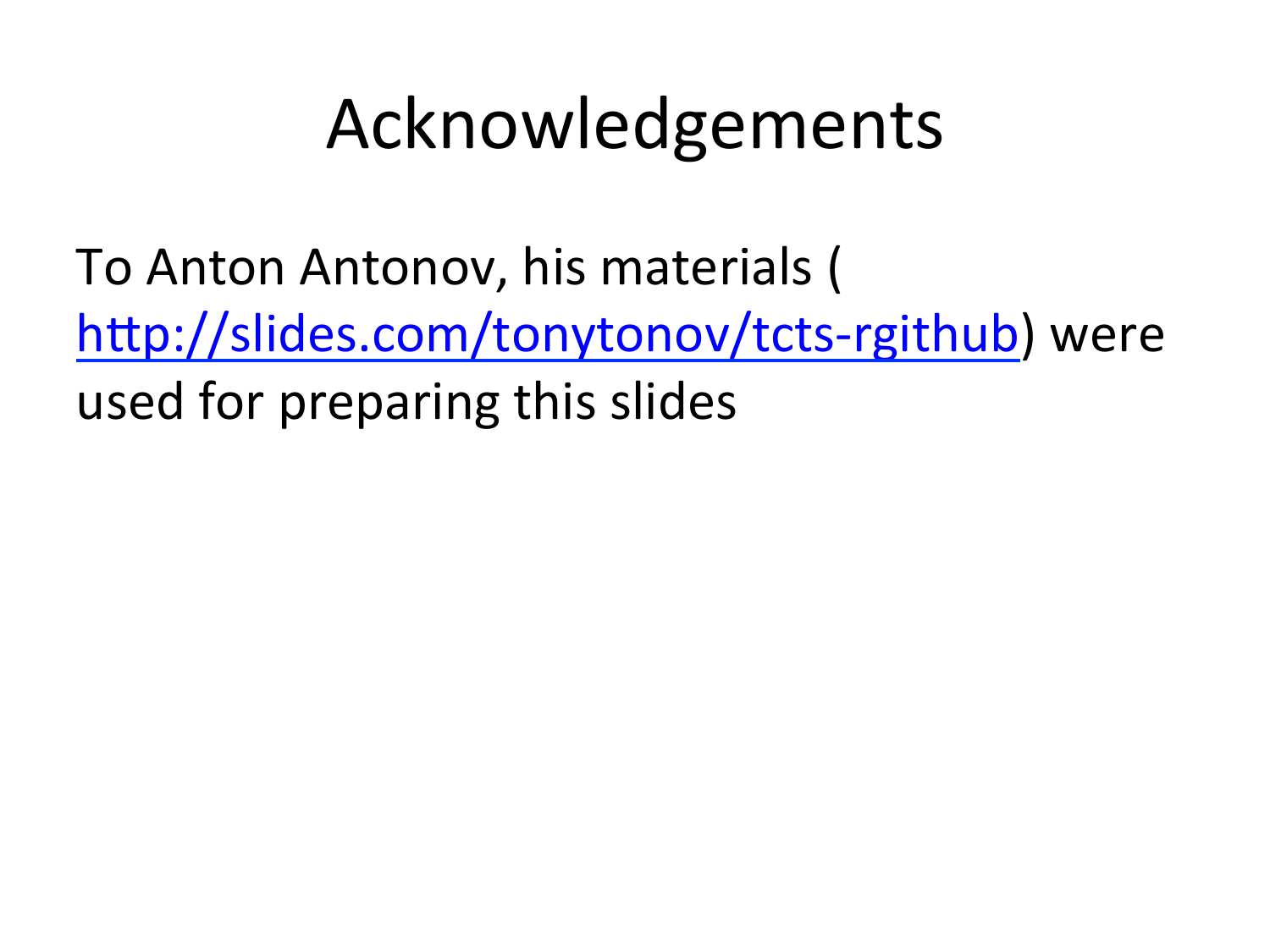# Acknowledgements

To Anton Antonov, his materials ( [http://slides.com/tonytonov/tcts-rgithub](http://slides.com/tonytonov/tcts-rgithub)) were used for preparing this slides